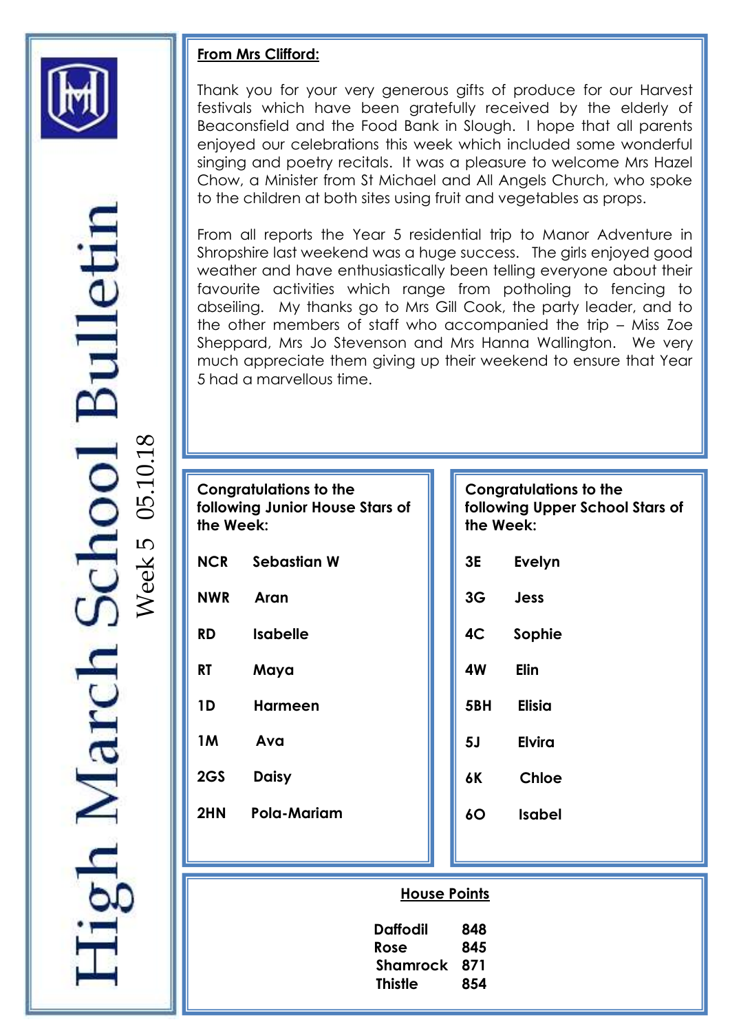# High March School Bulletin

Week 5 05.10.18

## From Mrs Clifford:

Thank you for your very generous gifts of produce for our Harvest festivals which have been gratefully received by the elderly of Beaconsfield and the Food Bank in Slough. I hope that all parents enjoyed our celebrations this week which included some wonderful singing and poetry recitals. It was a pleasure to welcome Mrs Hazel Chow, a Minister from St Michael and All Angels Church, who spoke to the children at both sites using fruit and vegetables as props.

From all reports the Year 5 residential trip to Manor Adventure in Shropshire last weekend was a huge success. The girls enjoyed good weather and have enthusiastically been telling everyone about their favourite activities which range from potholing to fencing to abseiling. My thanks go to Mrs Gill Cook, the party leader, and to the other members of staff who accompanied the trip – Miss Zoe Sheppard, Mrs Jo Stevenson and Mrs Hanna Wallington. We very much appreciate them giving up their weekend to ensure that Year 5 had a marvellous time.

**Congratulations to the following Junior House Stars of the Week:**

| | |
|---|---|
| **NCR** | **Sebastian W** |
| **NWR** | **Aran** |
| **RD** | **Isabelle** |
| **RT** | **Maya** |
| **1D** | **Harmeen** |
| **1M** | **Ava** |
| **2GS** | **Daisy** |
| **2HN** | **Pola-Mariam** |

**Congratulations to the following Upper School Stars of the Week:**

| | |
|---|---|
| **3E** | **Evelyn** |
| **3G** | **Jess** |
| **4C** | **Sophie** |
| **4W** | **Elin** |
| **5BH** | **Elisia** |
| **5J** | **Elvira** |
| **6K** | **Chloe** |
| **6O** | **Isabel** |

## House Points

| | |
|---|---|
| **Daffodil** | **848** |
| **Rose** | **845** |
| **Shamrock** | **871** |
| **Thistle** | **854** |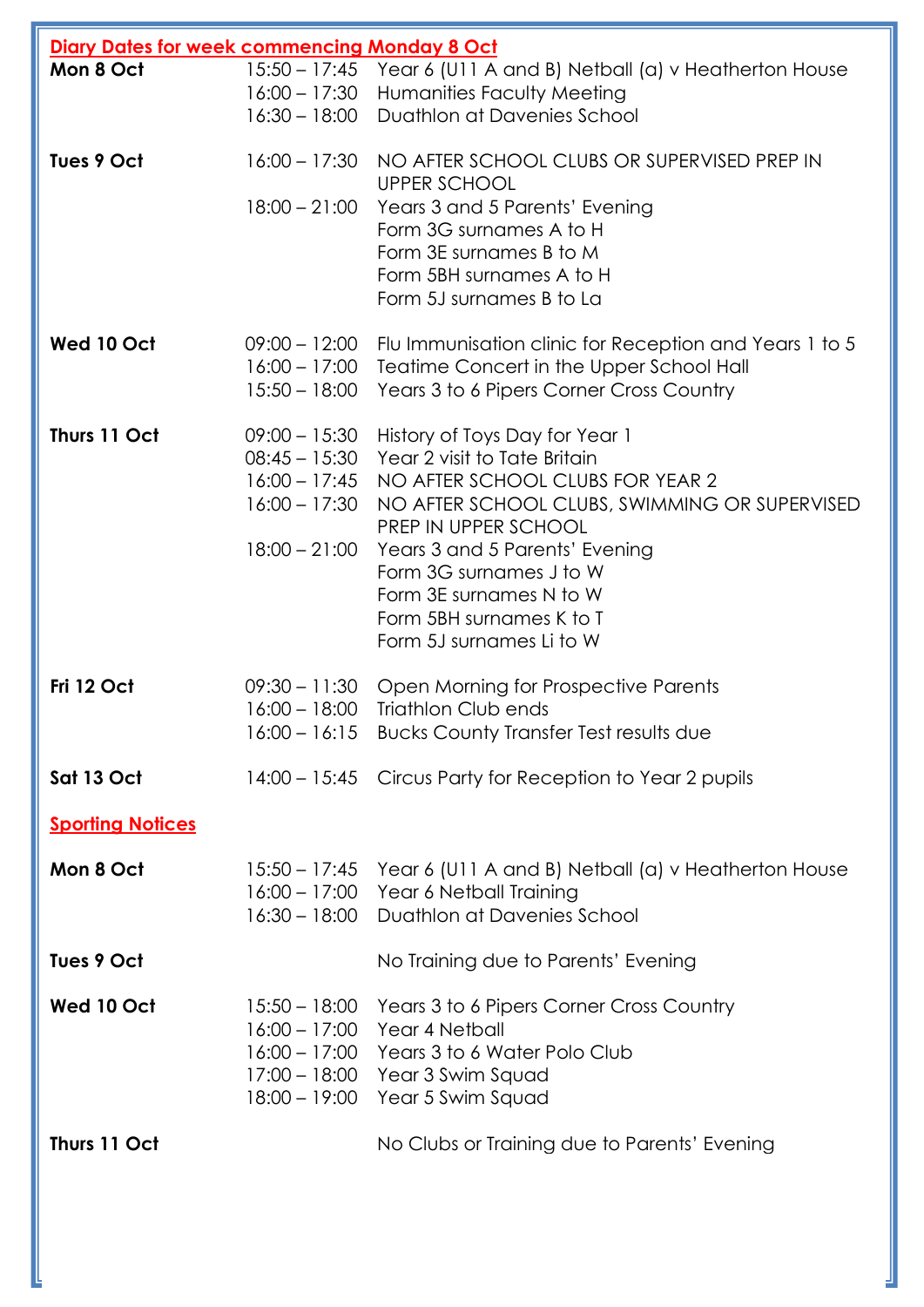## Diary Dates for week commencing Monday 8 Oct

| | | |
|---|---|---|
| **Mon 8 Oct** | 15:50 – 17:45 | Year 6 (U11 A and B) Netball (a) v Heatherton House |
| | 16:00 – 17:30 | Humanities Faculty Meeting |
| | 16:30 – 18:00 | Duathlon at Davenies School |
| **Tues 9 Oct** | 16:00 – 17:30 | NO AFTER SCHOOL CLUBS OR SUPERVISED PREP IN UPPER SCHOOL |
| | 18:00 – 21:00 | Years 3 and 5 Parents' Evening<br>Form 3G surnames A to H<br>Form 3E surnames B to M<br>Form 5BH surnames A to H<br>Form 5J surnames B to La |
| **Wed 10 Oct** | 09:00 – 12:00 | Flu Immunisation clinic for Reception and Years 1 to 5 |
| | 16:00 – 17:00 | Teatime Concert in the Upper School Hall |
| | 15:50 – 18:00 | Years 3 to 6 Pipers Corner Cross Country |
| **Thurs 11 Oct** | 09:00 – 15:30 | History of Toys Day for Year 1 |
| | 08:45 – 15:30 | Year 2 visit to Tate Britain |
| | 16:00 – 17:45 | NO AFTER SCHOOL CLUBS FOR YEAR 2 |
| | 16:00 – 17:30 | NO AFTER SCHOOL CLUBS, SWIMMING OR SUPERVISED PREP IN UPPER SCHOOL |
| | 18:00 – 21:00 | Years 3 and 5 Parents' Evening<br>Form 3G surnames J to W<br>Form 3E surnames N to W<br>Form 5BH surnames K to T<br>Form 5J surnames Li to W |
| **Fri 12 Oct** | 09:30 – 11:30 | Open Morning for Prospective Parents |
| | 16:00 – 18:00 | Triathlon Club ends |
| | 16:00 – 16:15 | Bucks County Transfer Test results due |
| **Sat 13 Oct** | 14:00 – 15:45 | Circus Party for Reception to Year 2 pupils |

## Sporting Notices

| | | |
|---|---|---|
| **Mon 8 Oct** | 15:50 – 17:45 | Year 6 (U11 A and B) Netball (a) v Heatherton House |
| | 16:00 – 17:00 | Year 6 Netball Training |
| | 16:30 – 18:00 | Duathlon at Davenies School |
| **Tues 9 Oct** | | No Training due to Parents' Evening |
| **Wed 10 Oct** | 15:50 – 18:00 | Years 3 to 6 Pipers Corner Cross Country |
| | 16:00 – 17:00 | Year 4 Netball |
| | 16:00 – 17:00 | Years 3 to 6 Water Polo Club |
| | 17:00 – 18:00 | Year 3 Swim Squad |
| | 18:00 – 19:00 | Year 5 Swim Squad |
| **Thurs 11 Oct** | | No Clubs or Training due to Parents' Evening |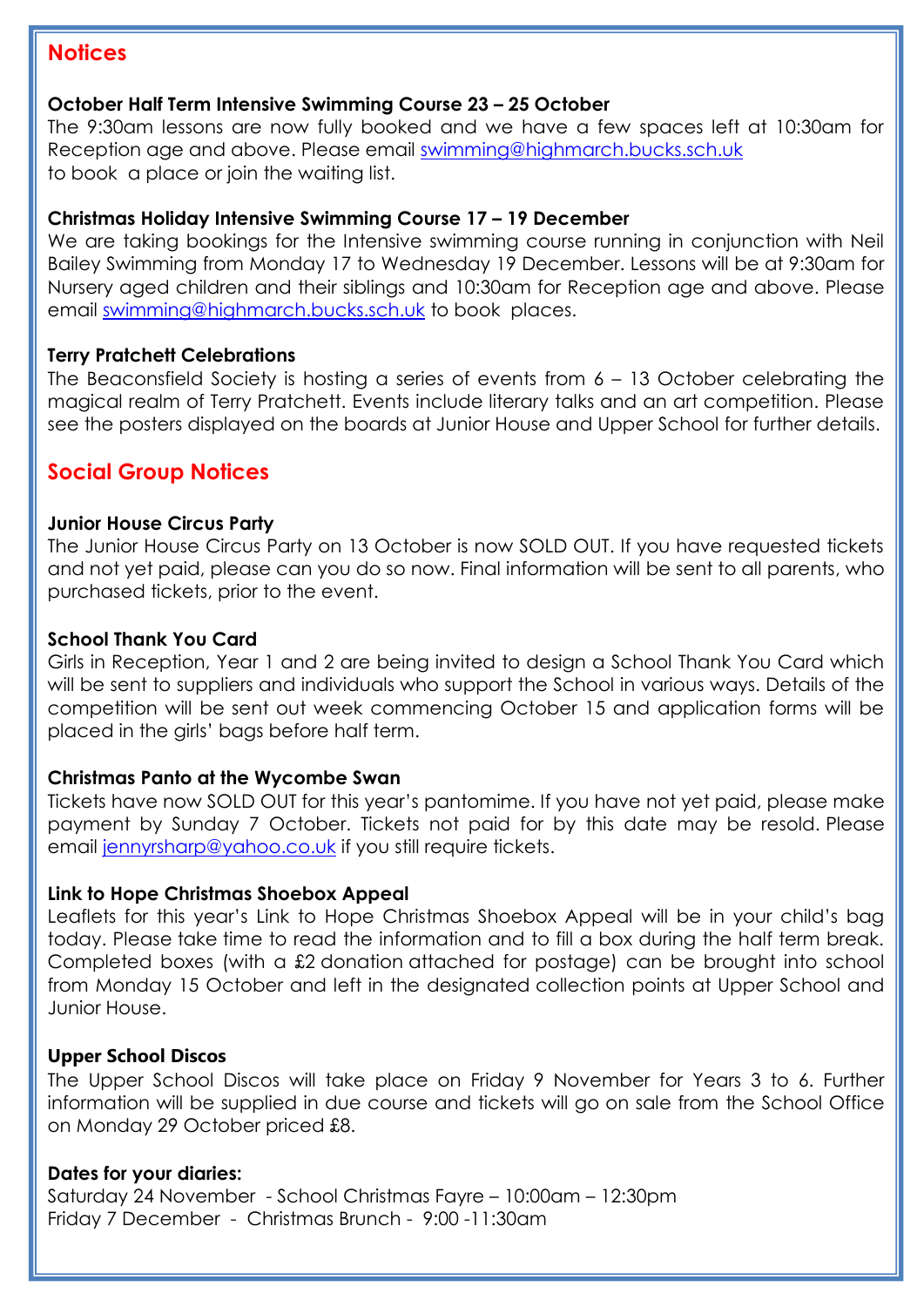## Notices

**October Half Term Intensive Swimming Course 23 – 25 October**
The 9:30am lessons are now fully booked and we have a few spaces left at 10:30am for Reception age and above. Please email swimming@highmarch.bucks.sch.uk to book a place or join the waiting list.

**Christmas Holiday Intensive Swimming Course 17 – 19 December**
We are taking bookings for the Intensive swimming course running in conjunction with Neil Bailey Swimming from Monday 17 to Wednesday 19 December. Lessons will be at 9:30am for Nursery aged children and their siblings and 10:30am for Reception age and above. Please email swimming@highmarch.bucks.sch.uk to book places.

**Terry Pratchett Celebrations**
The Beaconsfield Society is hosting a series of events from 6 – 13 October celebrating the magical realm of Terry Pratchett. Events include literary talks and an art competition. Please see the posters displayed on the boards at Junior House and Upper School for further details.

## Social Group Notices

**Junior House Circus Party**
The Junior House Circus Party on 13 October is now SOLD OUT. If you have requested tickets and not yet paid, please can you do so now. Final information will be sent to all parents, who purchased tickets, prior to the event.

**School Thank You Card**
Girls in Reception, Year 1 and 2 are being invited to design a School Thank You Card which will be sent to suppliers and individuals who support the School in various ways. Details of the competition will be sent out week commencing October 15 and application forms will be placed in the girls' bags before half term.

**Christmas Panto at the Wycombe Swan**
Tickets have now SOLD OUT for this year's pantomime. If you have not yet paid, please make payment by Sunday 7 October. Tickets not paid for by this date may be resold. Please email jennyrsharp@yahoo.co.uk if you still require tickets.

**Link to Hope Christmas Shoebox Appeal**
Leaflets for this year's Link to Hope Christmas Shoebox Appeal will be in your child's bag today. Please take time to read the information and to fill a box during the half term break. Completed boxes (with a £2 donation attached for postage) can be brought into school from Monday 15 October and left in the designated collection points at Upper School and Junior House.

**Upper School Discos**
The Upper School Discos will take place on Friday 9 November for Years 3 to 6. Further information will be supplied in due course and tickets will go on sale from the School Office on Monday 29 October priced £8.

**Dates for your diaries:**
Saturday 24 November - School Christmas Fayre – 10:00am – 12:30pm
Friday 7 December - Christmas Brunch - 9:00 -11:30am